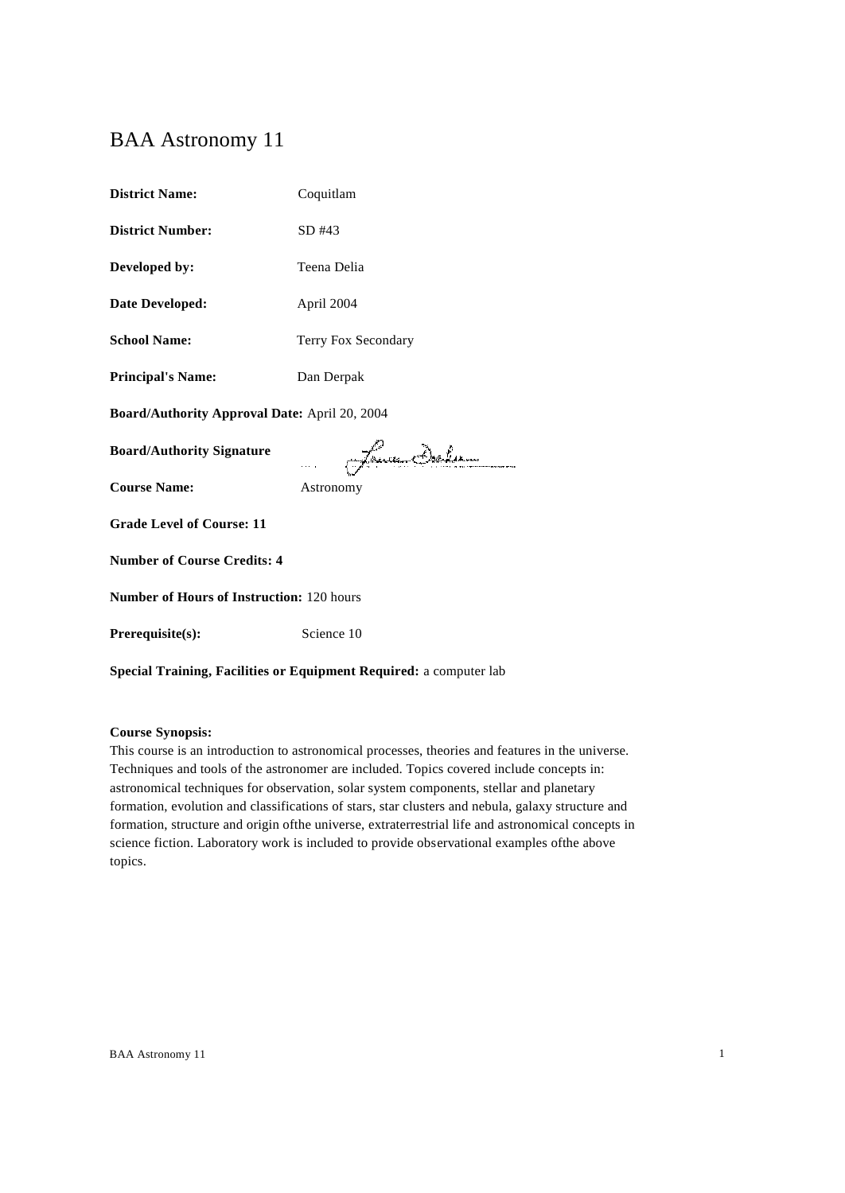# BAA Astronomy 11

**District Name:** Coquitlam

**District Number:** SD #43

**Developed by:** Teena Delia

**Date Developed:** April 2004

**School Name:** Terry Fox Secondary

**Principal's Name:** Dan Derpak

**Board/Authority Approval Date:** April 20, 2004

**Board/Authority Signature**

**Course Name:** Astronomy

**Grade Level of Course: 11**

**Number of Course Credits: 4**

**Number of Hours of Instruction:** 120 hours

**Prerequisite(s):** Science 10

**Special Training, Facilities or Equipment Required:** a computer lab

**Course Synopsis:**
This course is an introduction to astronomical processes, theories and features in the universe. Techniques and tools of the astronomer are included. Topics covered include concepts in: astronomical techniques for observation, solar system components, stellar and planetary formation, evolution and classifications of stars, star clusters and nebula, galaxy structure and formation, structure and origin ofthe universe, extraterrestrial life and astronomical concepts in science fiction. Laboratory work is included to provide observational examples ofthe above topics.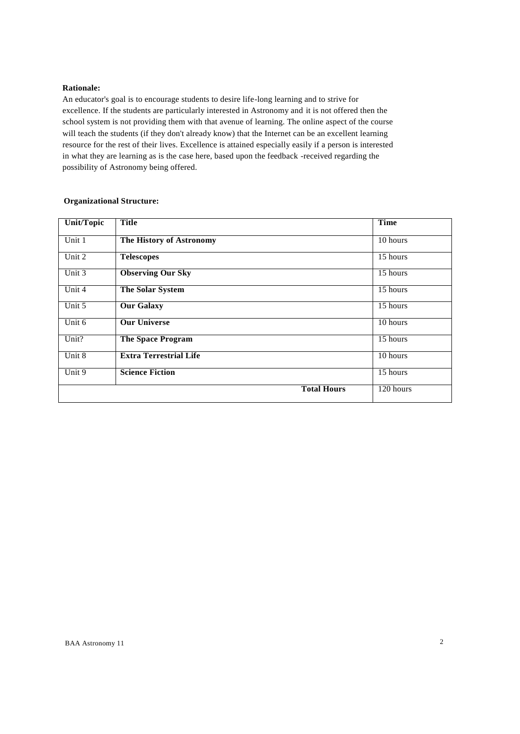**Rationale:**

An educator's goal is to encourage students to desire life-long learning and to strive for excellence. If the students are particularly interested in Astronomy and it is not offered then the school system is not providing them with that avenue of learning. The online aspect of the course will teach the students (if they don't already know) that the Internet can be an excellent learning resource for the rest of their lives. Excellence is attained especially easily if a person is interested in what they are learning as is the case here, based upon the feedback -received regarding the possibility of Astronomy being offered.

**Organizational Structure:**

| Unit/Topic | Title | Time |
|---|---|---|
| Unit 1 | **The History of Astronomy** | 10 hours |
| Unit 2 | **Telescopes** | 15 hours |
| Unit 3 | **Observing Our Sky** | 15 hours |
| Unit 4 | **The Solar System** | 15 hours |
| Unit 5 | **Our Galaxy** | 15 hours |
| Unit 6 | **Our Universe** | 10 hours |
| Unit? | **The Space Program** | 15 hours |
| Unit 8 | **Extra Terrestrial Life** | 10 hours |
| Unit 9 | **Science Fiction** | 15 hours |
| | **Total Hours** | 120 hours |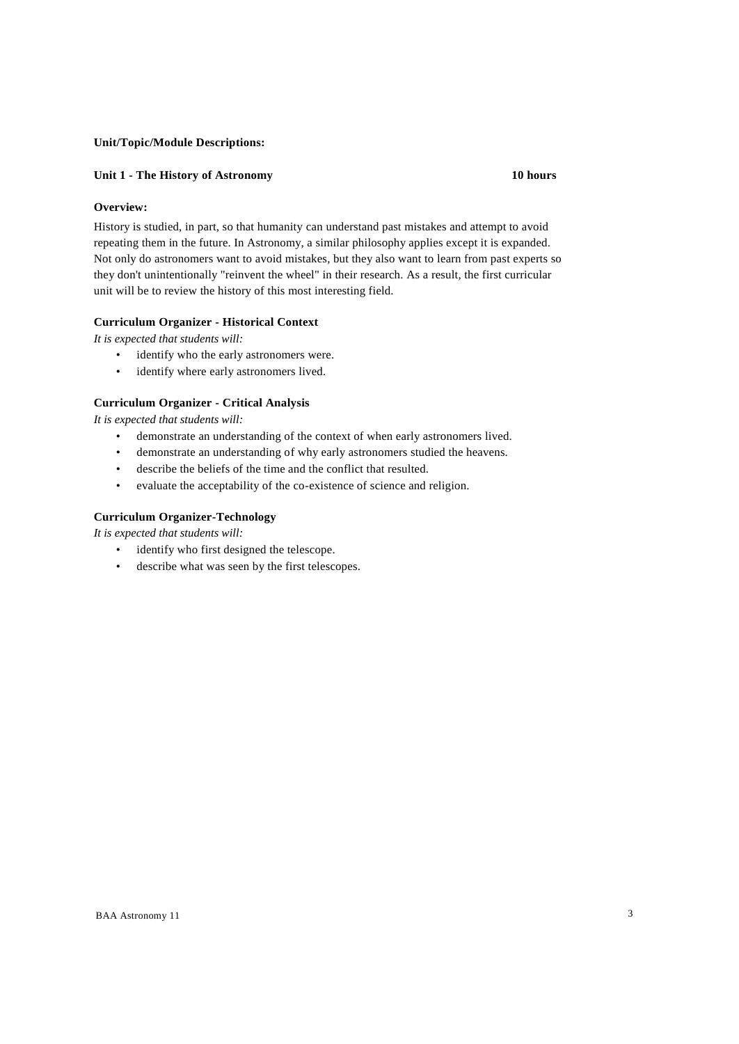**Unit/Topic/Module Descriptions:**

## Unit 1 - The History of Astronomy — 10 hours

**Overview:**

History is studied, in part, so that humanity can understand past mistakes and attempt to avoid repeating them in the future. In Astronomy, a similar philosophy applies except it is expanded. Not only do astronomers want to avoid mistakes, but they also want to learn from past experts so they don't unintentionally "reinvent the wheel" in their research. As a result, the first curricular unit will be to review the history of this most interesting field.

**Curriculum Organizer - Historical Context**

*It is expected that students will:*

- identify who the early astronomers were.
- identify where early astronomers lived.

**Curriculum Organizer - Critical Analysis**

*It is expected that students will:*

- demonstrate an understanding of the context of when early astronomers lived.
- demonstrate an understanding of why early astronomers studied the heavens.
- describe the beliefs of the time and the conflict that resulted.
- evaluate the acceptability of the co-existence of science and religion.

**Curriculum Organizer-Technology**

*It is expected that students will:*

- identify who first designed the telescope.
- describe what was seen by the first telescopes.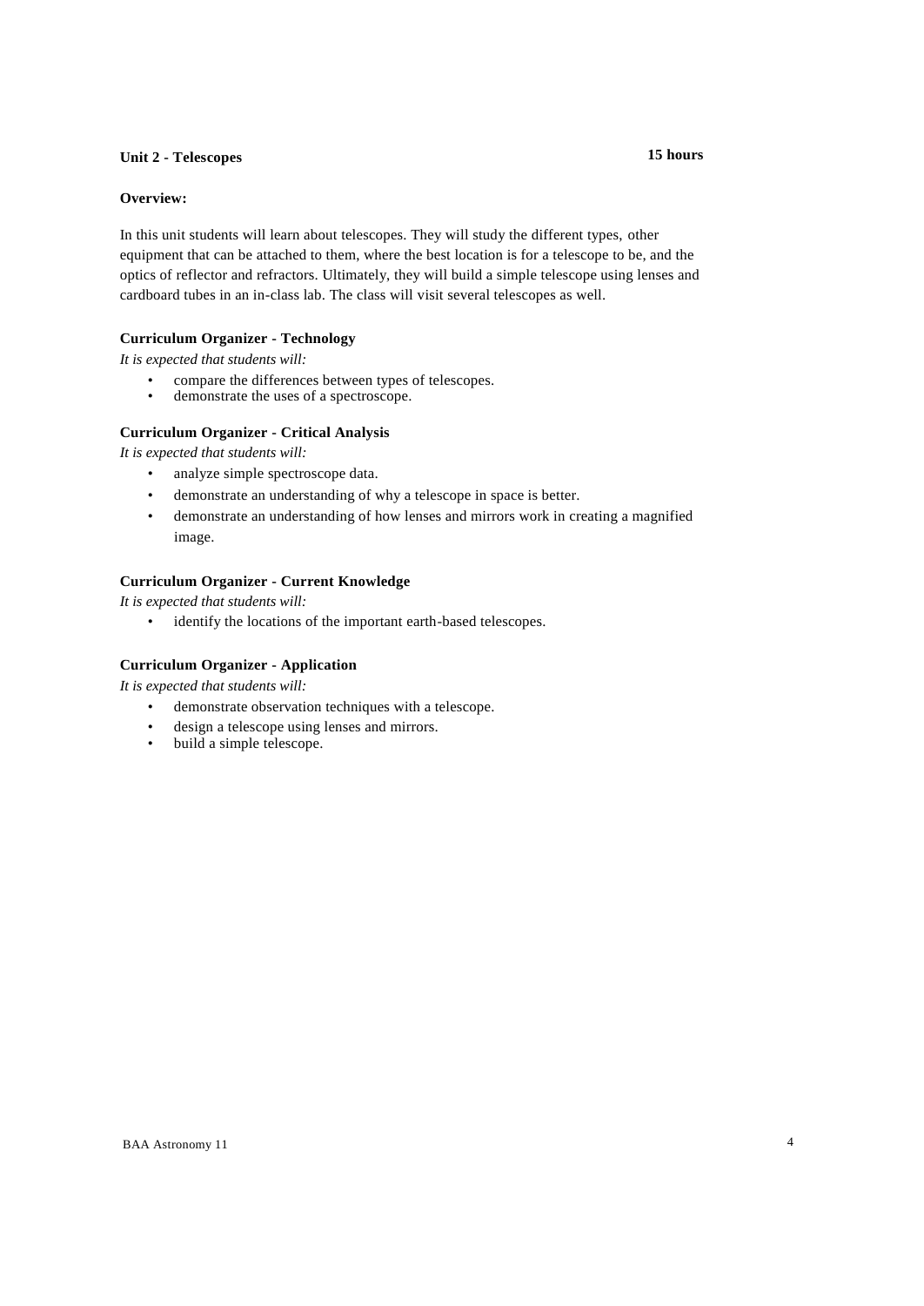## Unit 2 - Telescopes **15 hours**

**Overview:**

In this unit students will learn about telescopes. They will study the different types, other equipment that can be attached to them, where the best location is for a telescope to be, and the optics of reflector and refractors. Ultimately, they will build a simple telescope using lenses and cardboard tubes in an in-class lab. The class will visit several telescopes as well.

**Curriculum Organizer - Technology**

*It is expected that students will:*

- compare the differences between types of telescopes.
- demonstrate the uses of a spectroscope.

**Curriculum Organizer - Critical Analysis**

*It is expected that students will:*

- analyze simple spectroscope data.
- demonstrate an understanding of why a telescope in space is better.
- demonstrate an understanding of how lenses and mirrors work in creating a magnified image.

**Curriculum Organizer - Current Knowledge**

*It is expected that students will:*

- identify the locations of the important earth-based telescopes.

**Curriculum Organizer - Application**

*It is expected that students will:*

- demonstrate observation techniques with a telescope.
- design a telescope using lenses and mirrors.
- build a simple telescope.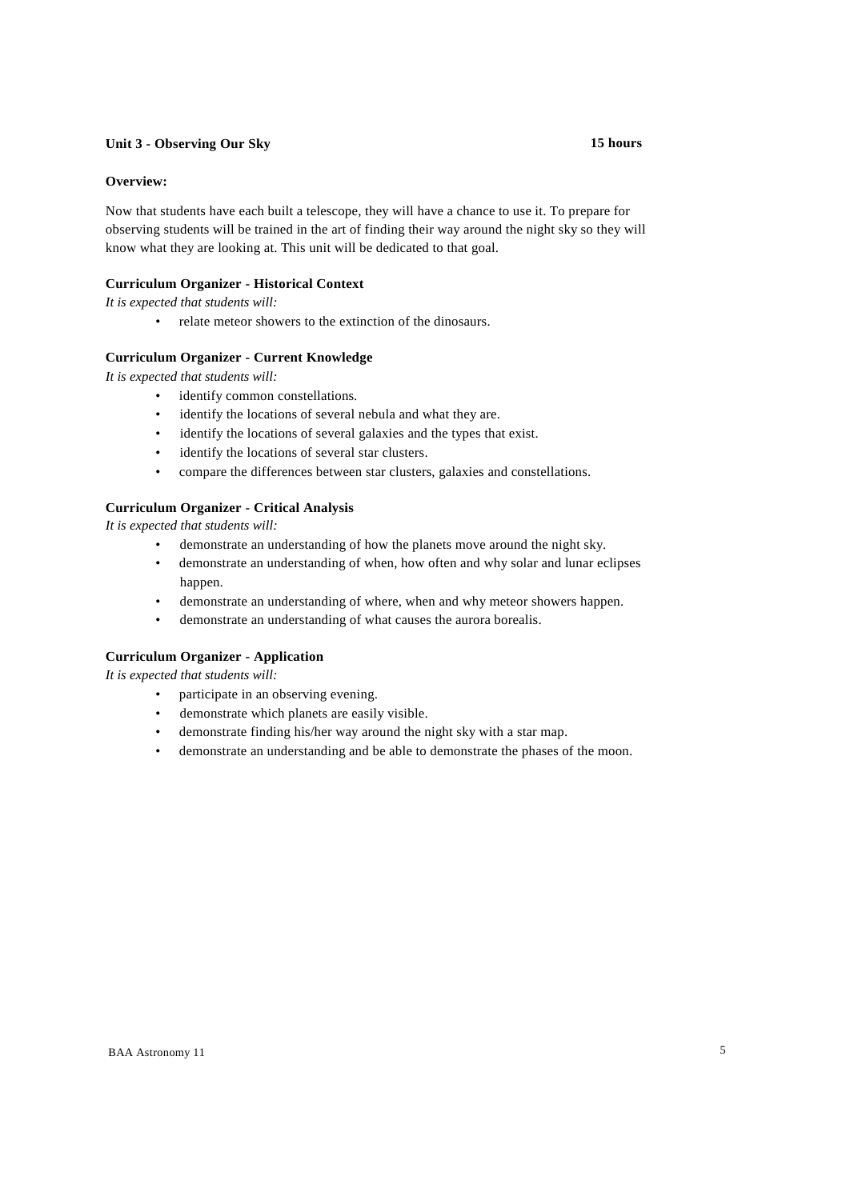## Unit 3 - Observing Our Sky — 15 hours

**Overview:**

Now that students have each built a telescope, they will have a chance to use it. To prepare for observing students will be trained in the art of finding their way around the night sky so they will know what they are looking at. This unit will be dedicated to that goal.

**Curriculum Organizer - Historical Context**

*It is expected that students will:*

- relate meteor showers to the extinction of the dinosaurs.

**Curriculum Organizer - Current Knowledge**

*It is expected that students will:*

- identify common constellations.
- identify the locations of several nebula and what they are.
- identify the locations of several galaxies and the types that exist.
- identify the locations of several star clusters.
- compare the differences between star clusters, galaxies and constellations.

**Curriculum Organizer - Critical Analysis**

*It is expected that students will:*

- demonstrate an understanding of how the planets move around the night sky.
- demonstrate an understanding of when, how often and why solar and lunar eclipses happen.
- demonstrate an understanding of where, when and why meteor showers happen.
- demonstrate an understanding of what causes the aurora borealis.

**Curriculum Organizer - Application**

*It is expected that students will:*

- participate in an observing evening.
- demonstrate which planets are easily visible.
- demonstrate finding his/her way around the night sky with a star map.
- demonstrate an understanding and be able to demonstrate the phases of the moon.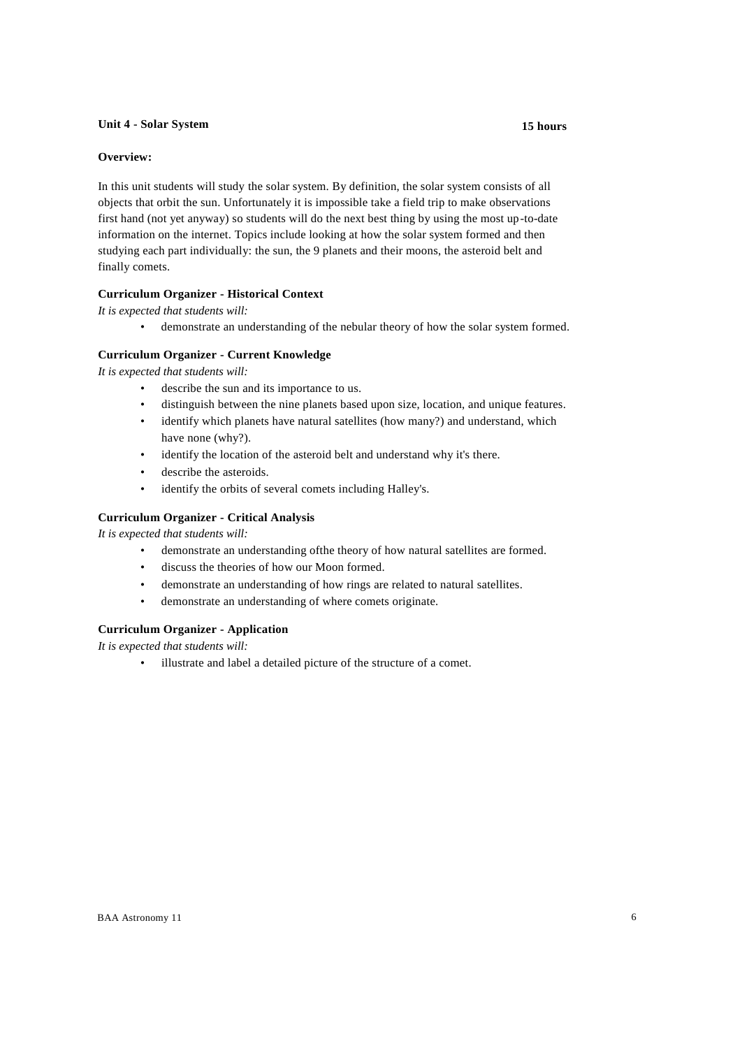**Unit 4 - Solar System** **15 hours**

**Overview:**

In this unit students will study the solar system. By definition, the solar system consists of all objects that orbit the sun. Unfortunately it is impossible take a field trip to make observations first hand (not yet anyway) so students will do the next best thing by using the most up-to-date information on the internet. Topics include looking at how the solar system formed and then studying each part individually: the sun, the 9 planets and their moons, the asteroid belt and finally comets.

**Curriculum Organizer - Historical Context**

*It is expected that students will:*

- demonstrate an understanding of the nebular theory of how the solar system formed.

**Curriculum Organizer - Current Knowledge**

*It is expected that students will:*

- describe the sun and its importance to us.
- distinguish between the nine planets based upon size, location, and unique features.
- identify which planets have natural satellites (how many?) and understand, which have none (why?).
- identify the location of the asteroid belt and understand why it's there.
- describe the asteroids.
- identify the orbits of several comets including Halley's.

**Curriculum Organizer - Critical Analysis**

*It is expected that students will:*

- demonstrate an understanding ofthe theory of how natural satellites are formed.
- discuss the theories of how our Moon formed.
- demonstrate an understanding of how rings are related to natural satellites.
- demonstrate an understanding of where comets originate.

**Curriculum Organizer - Application**

*It is expected that students will:*

- illustrate and label a detailed picture of the structure of a comet.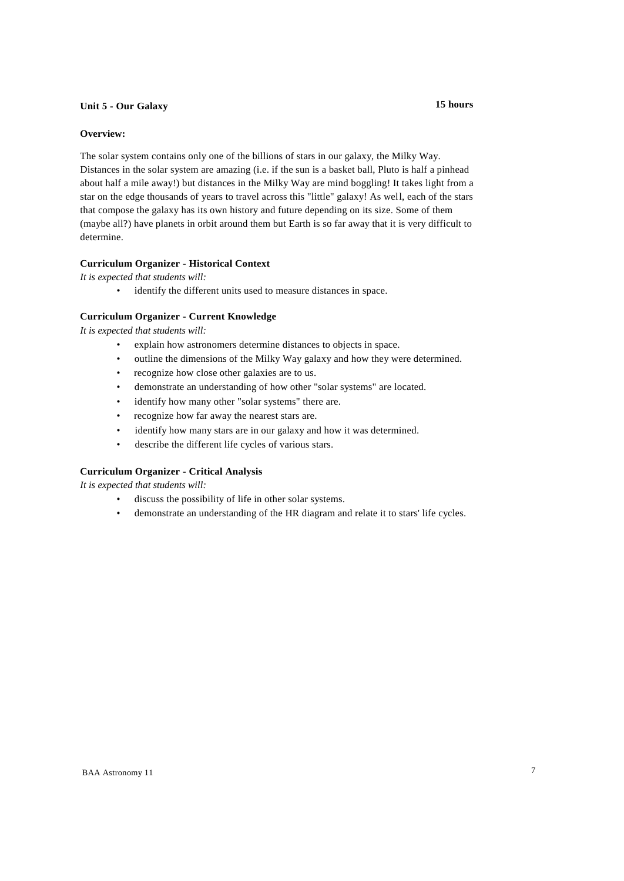**Unit 5 - Our Galaxy** **15 hours**

**Overview:**

The solar system contains only one of the billions of stars in our galaxy, the Milky Way. Distances in the solar system are amazing (i.e. if the sun is a basket ball, Pluto is half a pinhead about half a mile away!) but distances in the Milky Way are mind boggling! It takes light from a star on the edge thousands of years to travel across this "little" galaxy! As well, each of the stars that compose the galaxy has its own history and future depending on its size. Some of them (maybe all?) have planets in orbit around them but Earth is so far away that it is very difficult to determine.

**Curriculum Organizer - Historical Context**

*It is expected that students will:*

- identify the different units used to measure distances in space.

**Curriculum Organizer - Current Knowledge**

*It is expected that students will:*

- explain how astronomers determine distances to objects in space.
- outline the dimensions of the Milky Way galaxy and how they were determined.
- recognize how close other galaxies are to us.
- demonstrate an understanding of how other "solar systems" are located.
- identify how many other "solar systems" there are.
- recognize how far away the nearest stars are.
- identify how many stars are in our galaxy and how it was determined.
- describe the different life cycles of various stars.

**Curriculum Organizer - Critical Analysis**

*It is expected that students will:*

- discuss the possibility of life in other solar systems.
- demonstrate an understanding of the HR diagram and relate it to stars' life cycles.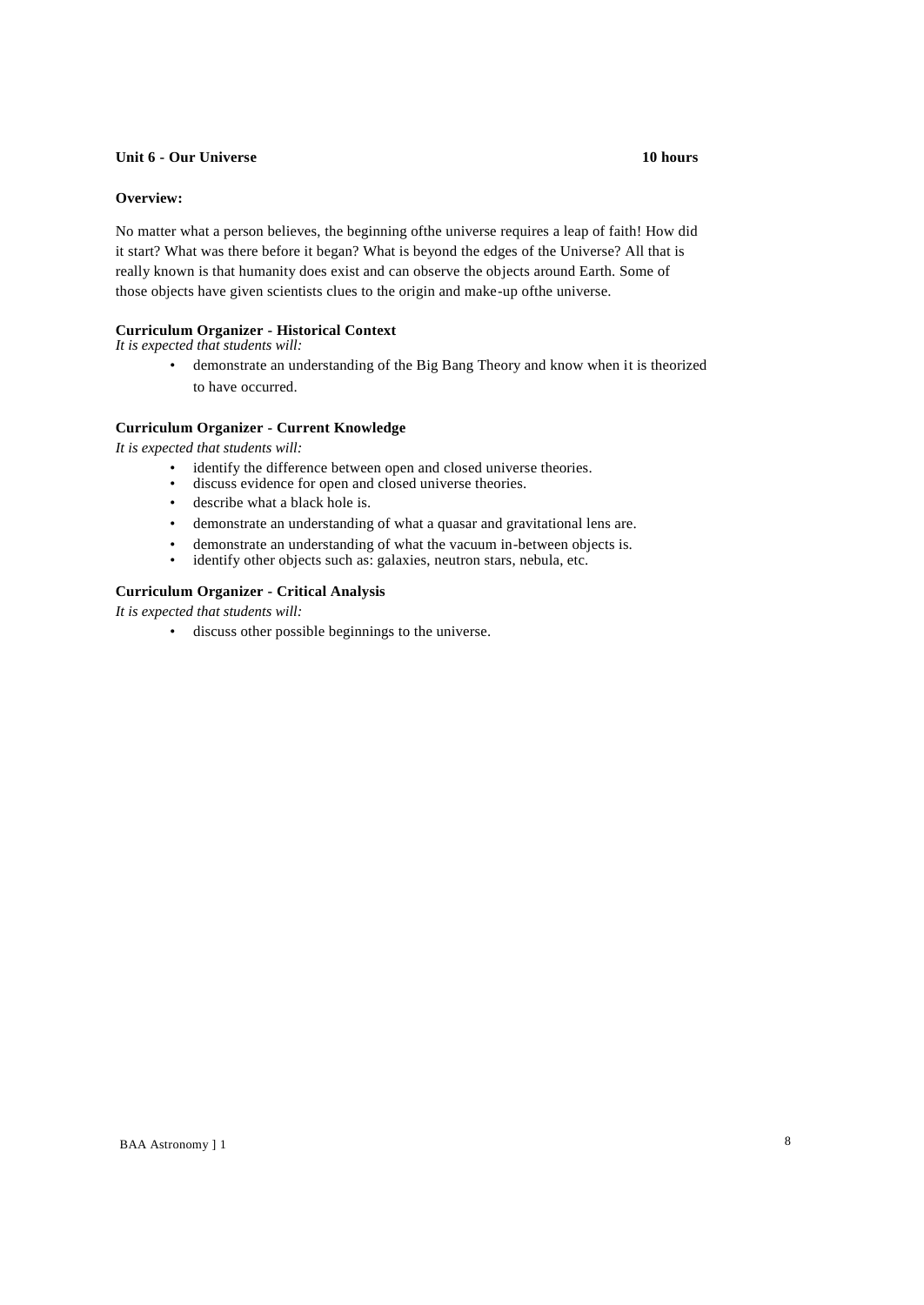**Unit 6 - Our Universe** **10 hours**

**Overview:**

No matter what a person believes, the beginning ofthe universe requires a leap of faith! How did it start? What was there before it began? What is beyond the edges of the Universe? All that is really known is that humanity does exist and can observe the objects around Earth. Some of those objects have given scientists clues to the origin and make-up ofthe universe.

**Curriculum Organizer - Historical Context**

*It is expected that students will:*

- demonstrate an understanding of the Big Bang Theory and know when it is theorized to have occurred.

**Curriculum Organizer - Current Knowledge**

*It is expected that students will:*

- identify the difference between open and closed universe theories.
- discuss evidence for open and closed universe theories.
- describe what a black hole is.
- demonstrate an understanding of what a quasar and gravitational lens are.
- demonstrate an understanding of what the vacuum in-between objects is.
- identify other objects such as: galaxies, neutron stars, nebula, etc.

**Curriculum Organizer - Critical Analysis**

*It is expected that students will:*

- discuss other possible beginnings to the universe.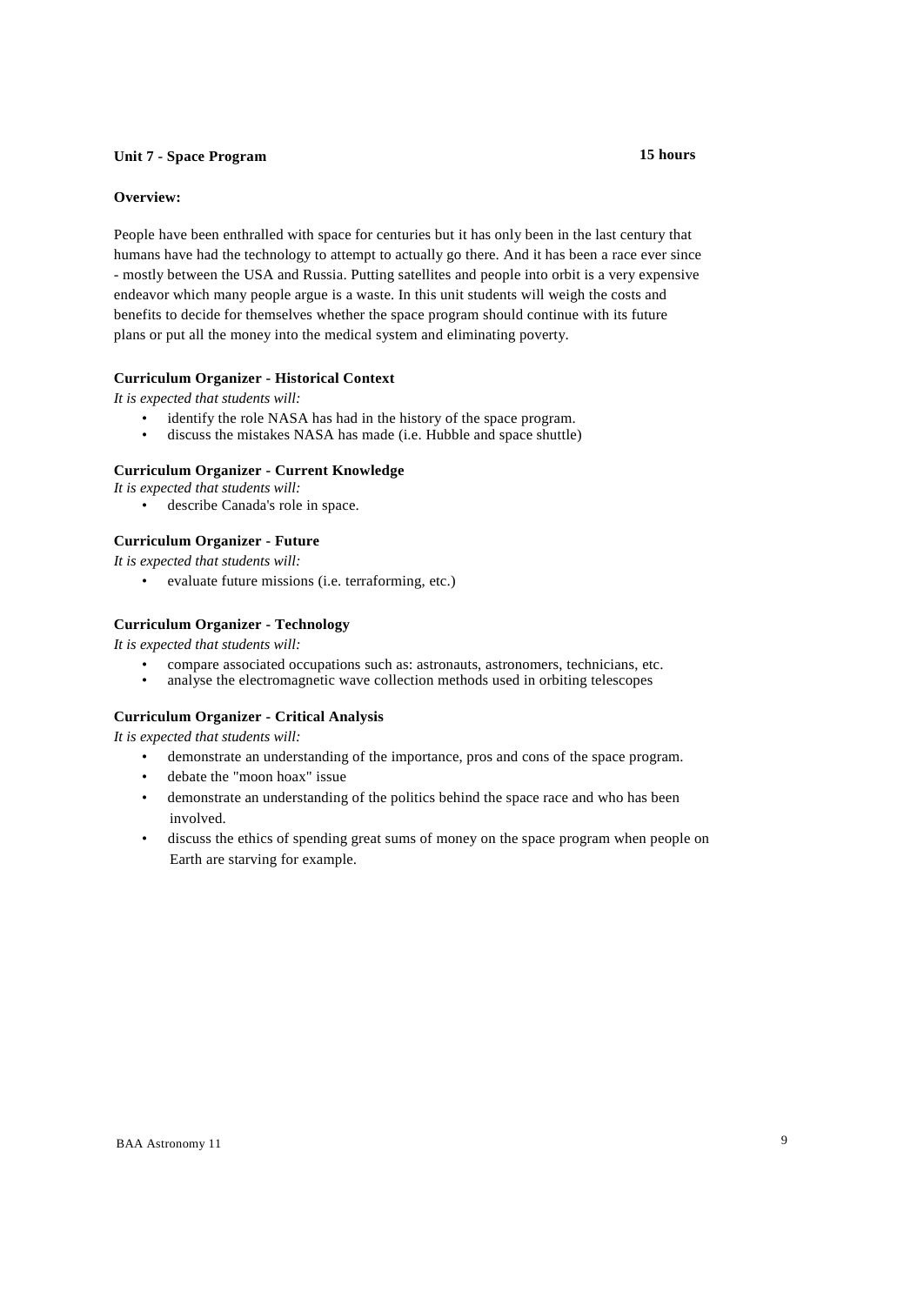**Unit 7 - Space Program** **15 hours**

**Overview:**

People have been enthralled with space for centuries but it has only been in the last century that humans have had the technology to attempt to actually go there. And it has been a race ever since - mostly between the USA and Russia. Putting satellites and people into orbit is a very expensive endeavor which many people argue is a waste. In this unit students will weigh the costs and benefits to decide for themselves whether the space program should continue with its future plans or put all the money into the medical system and eliminating poverty.

**Curriculum Organizer - Historical Context**

*It is expected that students will:*

- identify the role NASA has had in the history of the space program.
- discuss the mistakes NASA has made (i.e. Hubble and space shuttle)

**Curriculum Organizer - Current Knowledge**

*It is expected that students will:*

- describe Canada's role in space.

**Curriculum Organizer - Future**

*It is expected that students will:*

- evaluate future missions (i.e. terraforming, etc.)

**Curriculum Organizer - Technology**

*It is expected that students will:*

- compare associated occupations such as: astronauts, astronomers, technicians, etc.
- analyse the electromagnetic wave collection methods used in orbiting telescopes

**Curriculum Organizer - Critical Analysis**

*It is expected that students will:*

- demonstrate an understanding of the importance, pros and cons of the space program.
- debate the "moon hoax" issue
- demonstrate an understanding of the politics behind the space race and who has been involved.
- discuss the ethics of spending great sums of money on the space program when people on Earth are starving for example.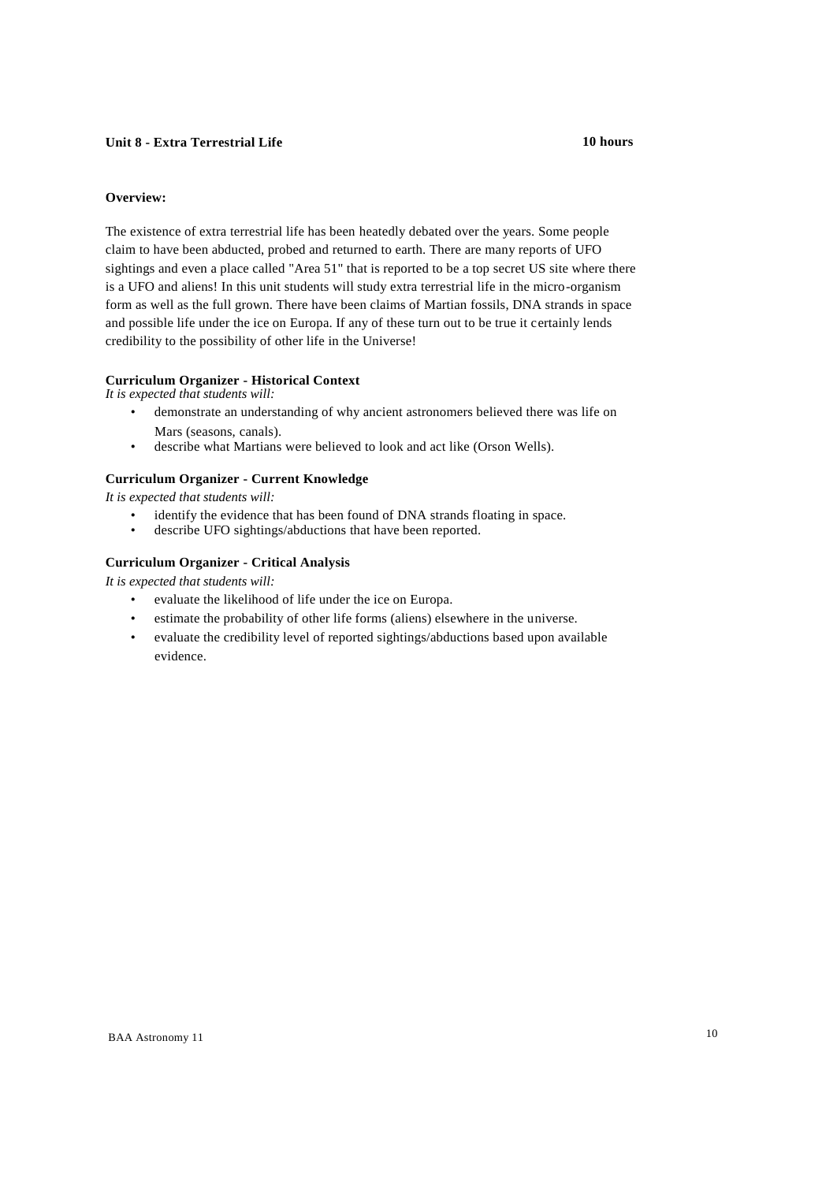## Unit 8 - Extra Terrestrial Life **10 hours**

**Overview:**

The existence of extra terrestrial life has been heatedly debated over the years. Some people claim to have been abducted, probed and returned to earth. There are many reports of UFO sightings and even a place called "Area 51" that is reported to be a top secret US site where there is a UFO and aliens! In this unit students will study extra terrestrial life in the micro-organism form as well as the full grown. There have been claims of Martian fossils, DNA strands in space and possible life under the ice on Europa. If any of these turn out to be true it certainly lends credibility to the possibility of other life in the Universe!

**Curriculum Organizer - Historical Context**

*It is expected that students will:*

- demonstrate an understanding of why ancient astronomers believed there was life on Mars (seasons, canals).
- describe what Martians were believed to look and act like (Orson Wells).

**Curriculum Organizer - Current Knowledge**

*It is expected that students will:*

- identify the evidence that has been found of DNA strands floating in space.
- describe UFO sightings/abductions that have been reported.

**Curriculum Organizer - Critical Analysis**

*It is expected that students will:*

- evaluate the likelihood of life under the ice on Europa.
- estimate the probability of other life forms (aliens) elsewhere in the universe.
- evaluate the credibility level of reported sightings/abductions based upon available evidence.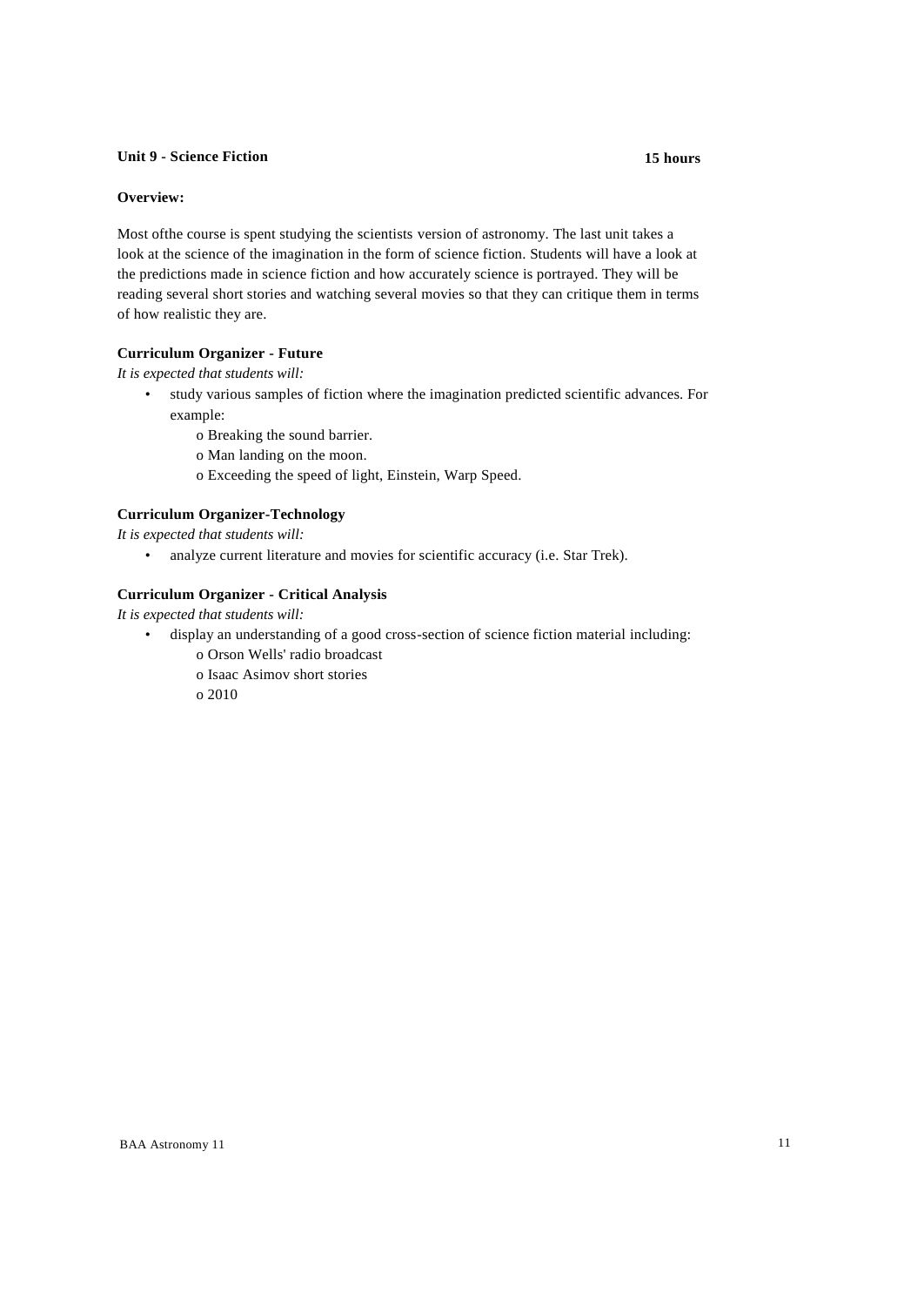**Unit 9 - Science Fiction** **15 hours**

**Overview:**

Most ofthe course is spent studying the scientists version of astronomy. The last unit takes a look at the science of the imagination in the form of science fiction. Students will have a look at the predictions made in science fiction and how accurately science is portrayed. They will be reading several short stories and watching several movies so that they can critique them in terms of how realistic they are.

**Curriculum Organizer - Future**

*It is expected that students will:*

- study various samples of fiction where the imagination predicted scientific advances. For example:
  - o Breaking the sound barrier.
  - o Man landing on the moon.
  - o Exceeding the speed of light, Einstein, Warp Speed.

**Curriculum Organizer-Technology**

*It is expected that students will:*

- analyze current literature and movies for scientific accuracy (i.e. Star Trek).

**Curriculum Organizer - Critical Analysis**

*It is expected that students will:*

- display an understanding of a good cross-section of science fiction material including:
  - o Orson Wells' radio broadcast
  - o Isaac Asimov short stories
  - o 2010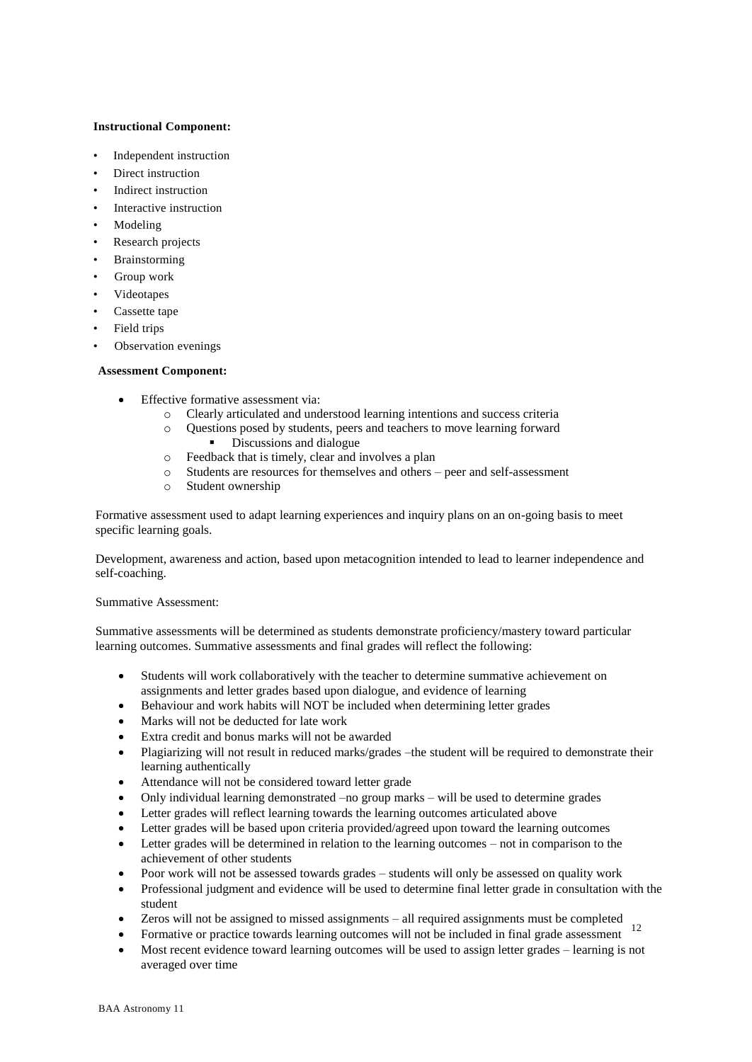**Instructional Component:**

- Independent instruction
- Direct instruction
- Indirect instruction
- Interactive instruction
- Modeling
- Research projects
- Brainstorming
- Group work
- Videotapes
- Cassette tape
- Field trips
- Observation evenings

**Assessment Component:**

- Effective formative assessment via:
  - Clearly articulated and understood learning intentions and success criteria
  - Questions posed by students, peers and teachers to move learning forward
    - Discussions and dialogue
  - Feedback that is timely, clear and involves a plan
  - Students are resources for themselves and others – peer and self-assessment
  - Student ownership

Formative assessment used to adapt learning experiences and inquiry plans on an on-going basis to meet specific learning goals.

Development, awareness and action, based upon metacognition intended to lead to learner independence and self-coaching.

Summative Assessment:

Summative assessments will be determined as students demonstrate proficiency/mastery toward particular learning outcomes. Summative assessments and final grades will reflect the following:

- Students will work collaboratively with the teacher to determine summative achievement on assignments and letter grades based upon dialogue, and evidence of learning
- Behaviour and work habits will NOT be included when determining letter grades
- Marks will not be deducted for late work
- Extra credit and bonus marks will not be awarded
- Plagiarizing will not result in reduced marks/grades –the student will be required to demonstrate their learning authentically
- Attendance will not be considered toward letter grade
- Only individual learning demonstrated –no group marks – will be used to determine grades
- Letter grades will reflect learning towards the learning outcomes articulated above
- Letter grades will be based upon criteria provided/agreed upon toward the learning outcomes
- Letter grades will be determined in relation to the learning outcomes – not in comparison to the achievement of other students
- Poor work will not be assessed towards grades – students will only be assessed on quality work
- Professional judgment and evidence will be used to determine final letter grade in consultation with the student
- Zeros will not be assigned to missed assignments – all required assignments must be completed
- Formative or practice towards learning outcomes will not be included in final grade assessment
- Most recent evidence toward learning outcomes will be used to assign letter grades – learning is not averaged over time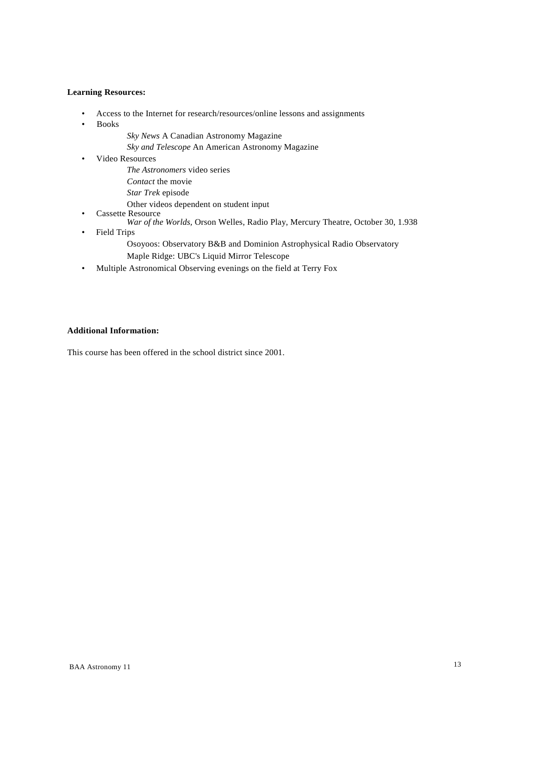**Learning Resources:**

- Access to the Internet for research/resources/online lessons and assignments
- Books
  - *Sky News* A Canadian Astronomy Magazine
  - *Sky and Telescope* An American Astronomy Magazine
- Video Resources
  - *The Astronomers* video series
  - *Contact* the movie
  - *Star Trek* episode
  - Other videos dependent on student input
- Cassette Resource
  - *War of the Worlds,* Orson Welles, Radio Play, Mercury Theatre, October 30, 1.938
- Field Trips
  - Osoyoos: Observatory B&B and Dominion Astrophysical Radio Observatory
  - Maple Ridge: UBC's Liquid Mirror Telescope
- Multiple Astronomical Observing evenings on the field at Terry Fox

**Additional Information:**

This course has been offered in the school district since 2001.